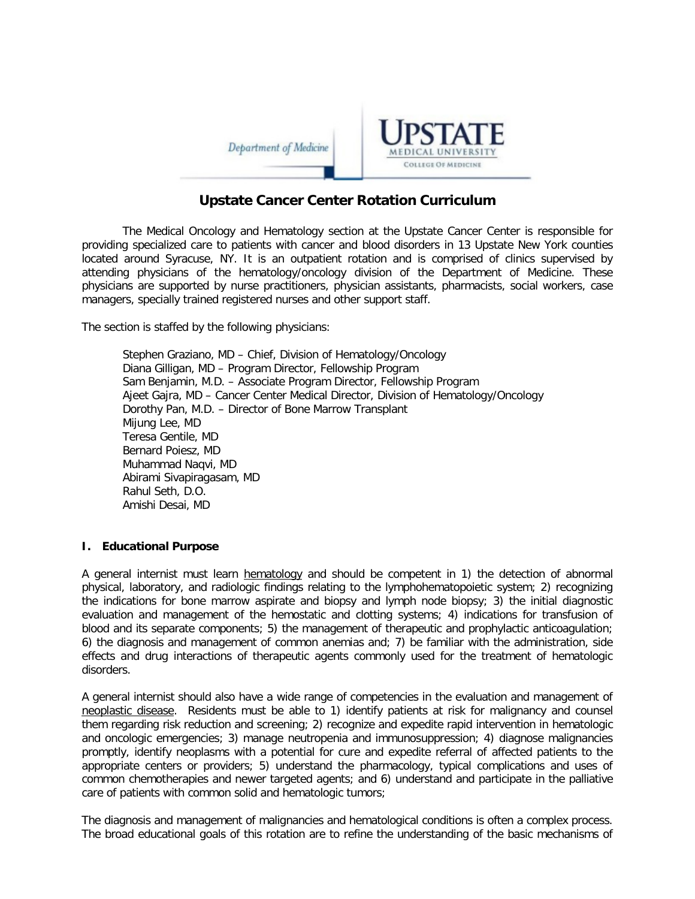Department of Medicine

UPSTATE MEDICAL UNIVERSITY COLLEGE OF MEDICINE

# Upstate Cancer Center Rotation Curriculum

The Medical Oncology and Hematology section at the Upstate Cancer Center is responsible for providing specialized care to patients with cancer and blood disorders in 13 Upstate New York counties located around Syracuse, NY. It is an outpatient rotation and is comprised of clinics supervised by attending physicians of the hematology/oncology division of the Department of Medicine. These physicians are supported by nurse practitioners, physician assistants, pharmacists, social workers, case managers, specially trained registered nurses and other support staff.

The section is staffed by the following physicians:

Stephen Graziano, MD – Chief, Division of Hematology/Oncology
Diana Gilligan, MD – Program Director, Fellowship Program
Sam Benjamin, M.D. – Associate Program Director, Fellowship Program
Ajeet Gajra, MD – Cancer Center Medical Director, Division of Hematology/Oncology
Dorothy Pan, M.D. – Director of Bone Marrow Transplant
Mijung Lee, MD
Teresa Gentile, MD
Bernard Poiesz, MD
Muhammad Naqvi, MD
Abirami Sivapiragasam, MD
Rahul Seth, D.O.
Amishi Desai, MD

## I. Educational Purpose

A general internist must learn hematology and should be competent in 1) the detection of abnormal physical, laboratory, and radiologic findings relating to the lymphohematopoietic system; 2) recognizing the indications for bone marrow aspirate and biopsy and lymph node biopsy; 3) the initial diagnostic evaluation and management of the hemostatic and clotting systems; 4) indications for transfusion of blood and its separate components; 5) the management of therapeutic and prophylactic anticoagulation; 6) the diagnosis and management of common anemias and; 7) be familiar with the administration, side effects and drug interactions of therapeutic agents commonly used for the treatment of hematologic disorders.

A general internist should also have a wide range of competencies in the evaluation and management of neoplastic disease. Residents must be able to 1) identify patients at risk for malignancy and counsel them regarding risk reduction and screening; 2) recognize and expedite rapid intervention in hematologic and oncologic emergencies; 3) manage neutropenia and immunosuppression; 4) diagnose malignancies promptly, identify neoplasms with a potential for cure and expedite referral of affected patients to the appropriate centers or providers; 5) understand the pharmacology, typical complications and uses of common chemotherapies and newer targeted agents; and 6) understand and participate in the palliative care of patients with common solid and hematologic tumors;

The diagnosis and management of malignancies and hematological conditions is often a complex process. The broad educational goals of this rotation are to refine the understanding of the basic mechanisms of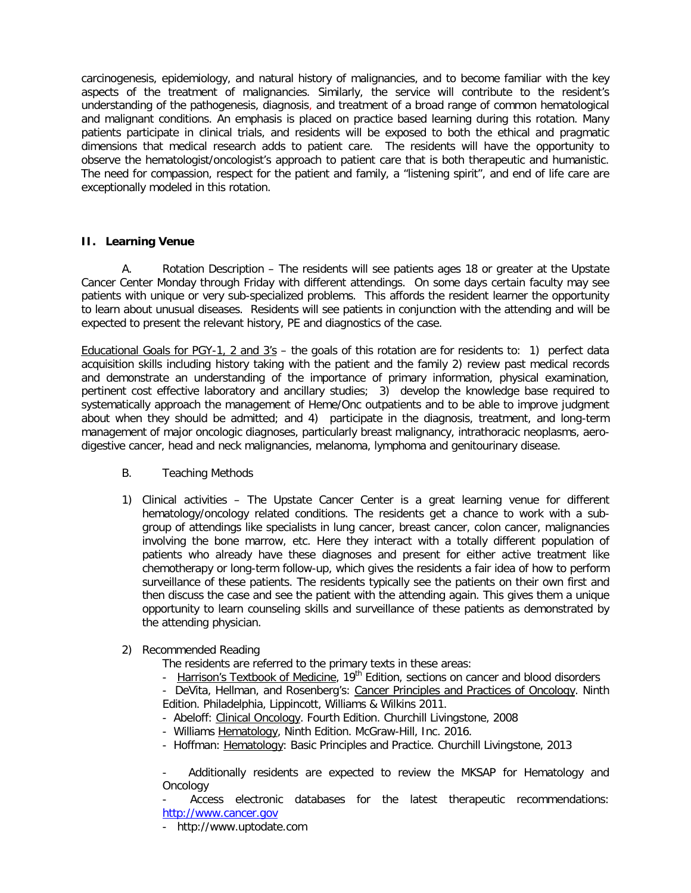carcinogenesis, epidemiology, and natural history of malignancies, and to become familiar with the key aspects of the treatment of malignancies. Similarly, the service will contribute to the resident's understanding of the pathogenesis, diagnosis, and treatment of a broad range of common hematological and malignant conditions. An emphasis is placed on practice based learning during this rotation. Many patients participate in clinical trials, and residents will be exposed to both the ethical and pragmatic dimensions that medical research adds to patient care. The residents will have the opportunity to observe the hematologist/oncologist's approach to patient care that is both therapeutic and humanistic. The need for compassion, respect for the patient and family, a "listening spirit", and end of life care are exceptionally modeled in this rotation.

## II. Learning Venue

A. Rotation Description – The residents will see patients ages 18 or greater at the Upstate Cancer Center Monday through Friday with different attendings. On some days certain faculty may see patients with unique or very sub-specialized problems. This affords the resident learner the opportunity to learn about unusual diseases. Residents will see patients in conjunction with the attending and will be expected to present the relevant history, PE and diagnostics of the case.

Educational Goals for PGY-1, 2 and 3's – the goals of this rotation are for residents to: 1) perfect data acquisition skills including history taking with the patient and the family 2) review past medical records and demonstrate an understanding of the importance of primary information, physical examination, pertinent cost effective laboratory and ancillary studies; 3) develop the knowledge base required to systematically approach the management of Heme/Onc outpatients and to be able to improve judgment about when they should be admitted; and 4) participate in the diagnosis, treatment, and long-term management of major oncologic diagnoses, particularly breast malignancy, intrathoracic neoplasms, aero-digestive cancer, head and neck malignancies, melanoma, lymphoma and genitourinary disease.

B. Teaching Methods

1) Clinical activities – The Upstate Cancer Center is a great learning venue for different hematology/oncology related conditions. The residents get a chance to work with a sub-group of attendings like specialists in lung cancer, breast cancer, colon cancer, malignancies involving the bone marrow, etc. Here they interact with a totally different population of patients who already have these diagnoses and present for either active treatment like chemotherapy or long-term follow-up, which gives the residents a fair idea of how to perform surveillance of these patients. The residents typically see the patients on their own first and then discuss the case and see the patient with the attending again. This gives them a unique opportunity to learn counseling skills and surveillance of these patients as demonstrated by the attending physician.

2) Recommended Reading

The residents are referred to the primary texts in these areas:

- Harrison's Textbook of Medicine, 19th Edition, sections on cancer and blood disorders
- DeVita, Hellman, and Rosenberg's: Cancer Principles and Practices of Oncology. Ninth Edition. Philadelphia, Lippincott, Williams & Wilkins 2011.
- Abeloff: Clinical Oncology. Fourth Edition. Churchill Livingstone, 2008
- Williams Hematology, Ninth Edition. McGraw-Hill, Inc. 2016.
- Hoffman: Hematology: Basic Principles and Practice. Churchill Livingstone, 2013

- Additionally residents are expected to review the MKSAP for Hematology and Oncology
- Access electronic databases for the latest therapeutic recommendations: http://www.cancer.gov
- http://www.uptodate.com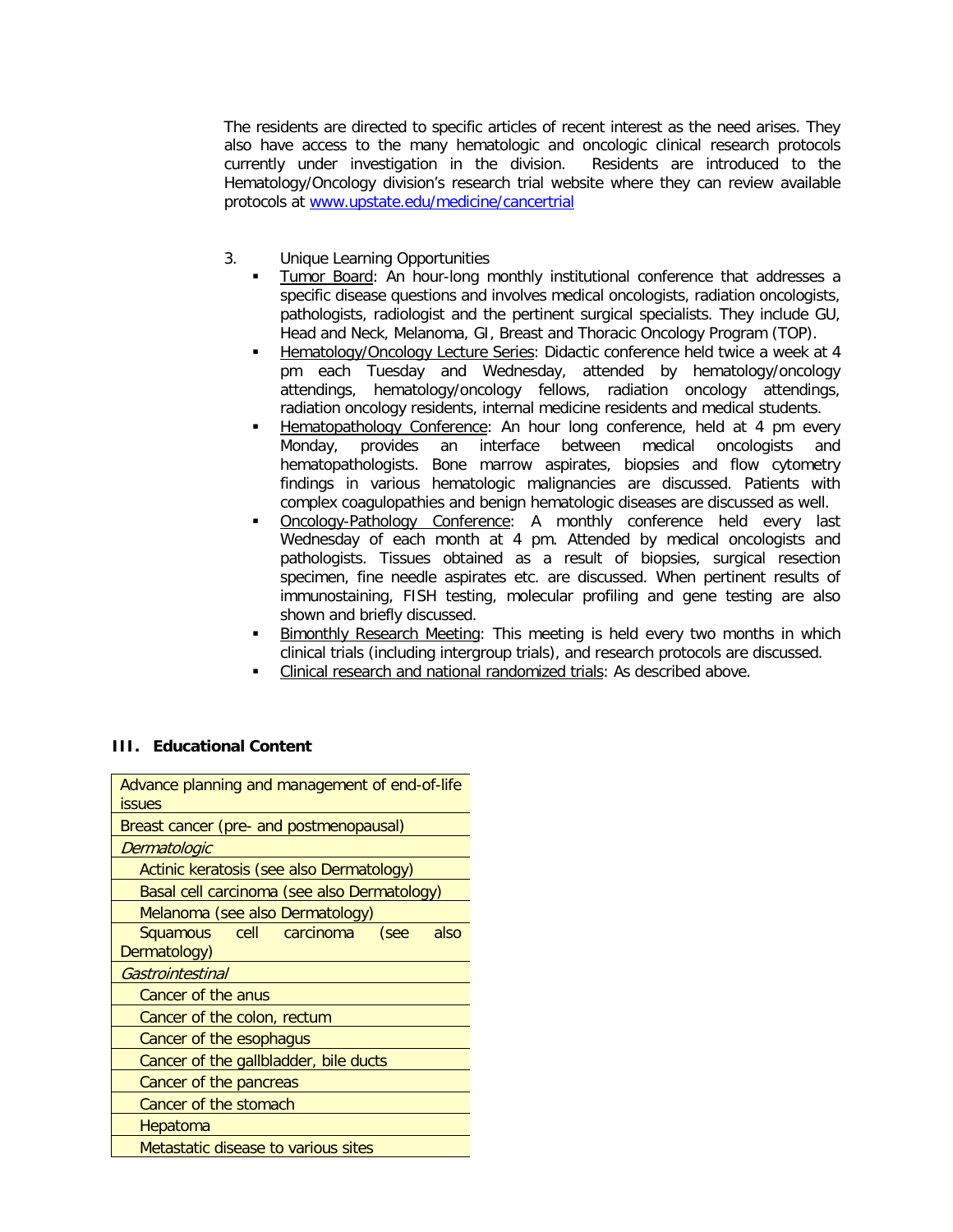The residents are directed to specific articles of recent interest as the need arises. They also have access to the many hematologic and oncologic clinical research protocols currently under investigation in the division. Residents are introduced to the Hematology/Oncology division's research trial website where they can review available protocols at [www.upstate.edu/medicine/cancertrial](www.upstate.edu/medicine/cancertrial)

3. Unique Learning Opportunities
   - Tumor Board: An hour-long monthly institutional conference that addresses a specific disease questions and involves medical oncologists, radiation oncologists, pathologists, radiologist and the pertinent surgical specialists. They include GU, Head and Neck, Melanoma, GI, Breast and Thoracic Oncology Program (TOP).
   - Hematology/Oncology Lecture Series: Didactic conference held twice a week at 4 pm each Tuesday and Wednesday, attended by hematology/oncology attendings, hematology/oncology fellows, radiation oncology attendings, radiation oncology residents, internal medicine residents and medical students.
   - Hematopathology Conference: An hour long conference, held at 4 pm every Monday, provides an interface between medical oncologists and hematopathologists. Bone marrow aspirates, biopsies and flow cytometry findings in various hematologic malignancies are discussed. Patients with complex coagulopathies and benign hematologic diseases are discussed as well.
   - Oncology-Pathology Conference: A monthly conference held every last Wednesday of each month at 4 pm. Attended by medical oncologists and pathologists. Tissues obtained as a result of biopsies, surgical resection specimen, fine needle aspirates etc. are discussed. When pertinent results of immunostaining, FISH testing, molecular profiling and gene testing are also shown and briefly discussed.
   - Bimonthly Research Meeting: This meeting is held every two months in which clinical trials (including intergroup trials), and research protocols are discussed.
   - Clinical research and national randomized trials: As described above.

## III. Educational Content

| Advance planning and management of end-of-life issues |
|---|
| Breast cancer (pre- and postmenopausal) |
| *Dermatologic* |
| Actinic keratosis (see also Dermatology) |
| Basal cell carcinoma (see also Dermatology) |
| Melanoma (see also Dermatology) |
| Squamous cell carcinoma (see also Dermatology) |
| *Gastrointestinal* |
| Cancer of the anus |
| Cancer of the colon, rectum |
| Cancer of the esophagus |
| Cancer of the gallbladder, bile ducts |
| Cancer of the pancreas |
| Cancer of the stomach |
| Hepatoma |
| Metastatic disease to various sites |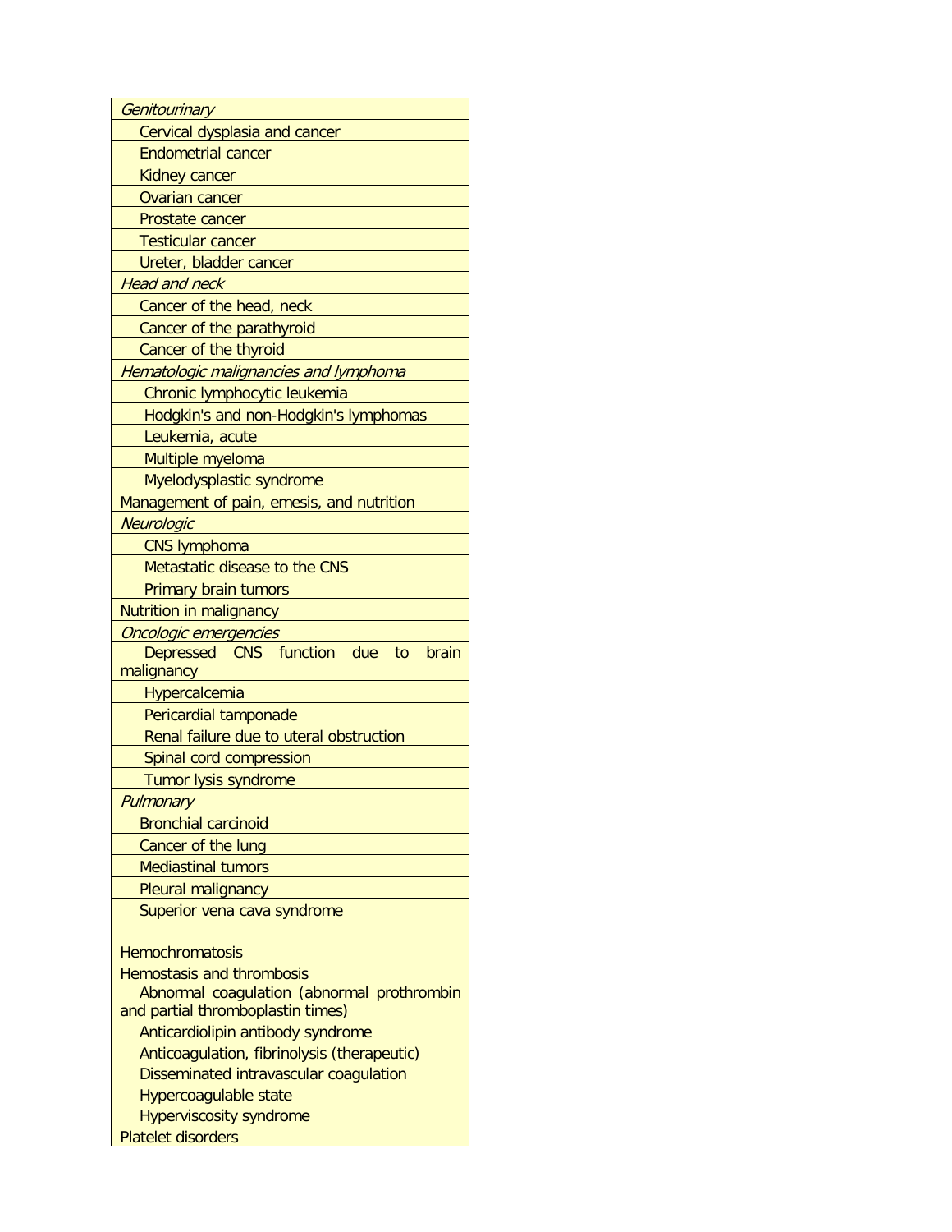*Genitourinary*

- Cervical dysplasia and cancer
- Endometrial cancer
- Kidney cancer
- Ovarian cancer
- Prostate cancer
- Testicular cancer
- Ureter, bladder cancer

*Head and neck*

- Cancer of the head, neck
- Cancer of the parathyroid
- Cancer of the thyroid

*Hematologic malignancies and lymphoma*

- Chronic lymphocytic leukemia
- Hodgkin's and non-Hodgkin's lymphomas
- Leukemia, acute
- Multiple myeloma
- Myelodysplastic syndrome

Management of pain, emesis, and nutrition

*Neurologic*

- CNS lymphoma
- Metastatic disease to the CNS
- Primary brain tumors

Nutrition in malignancy

*Oncologic emergencies*

- Depressed CNS function due to brain malignancy
- Hypercalcemia
- Pericardial tamponade
- Renal failure due to uteral obstruction
- Spinal cord compression
- Tumor lysis syndrome

*Pulmonary*

- Bronchial carcinoid
- Cancer of the lung
- Mediastinal tumors
- Pleural malignancy
- Superior vena cava syndrome

Hemochromatosis

Hemostasis and thrombosis

- Abnormal coagulation (abnormal prothrombin and partial thromboplastin times)
- Anticardiolipin antibody syndrome
- Anticoagulation, fibrinolysis (therapeutic)
- Disseminated intravascular coagulation
- Hypercoagulable state
- Hyperviscosity syndrome

Platelet disorders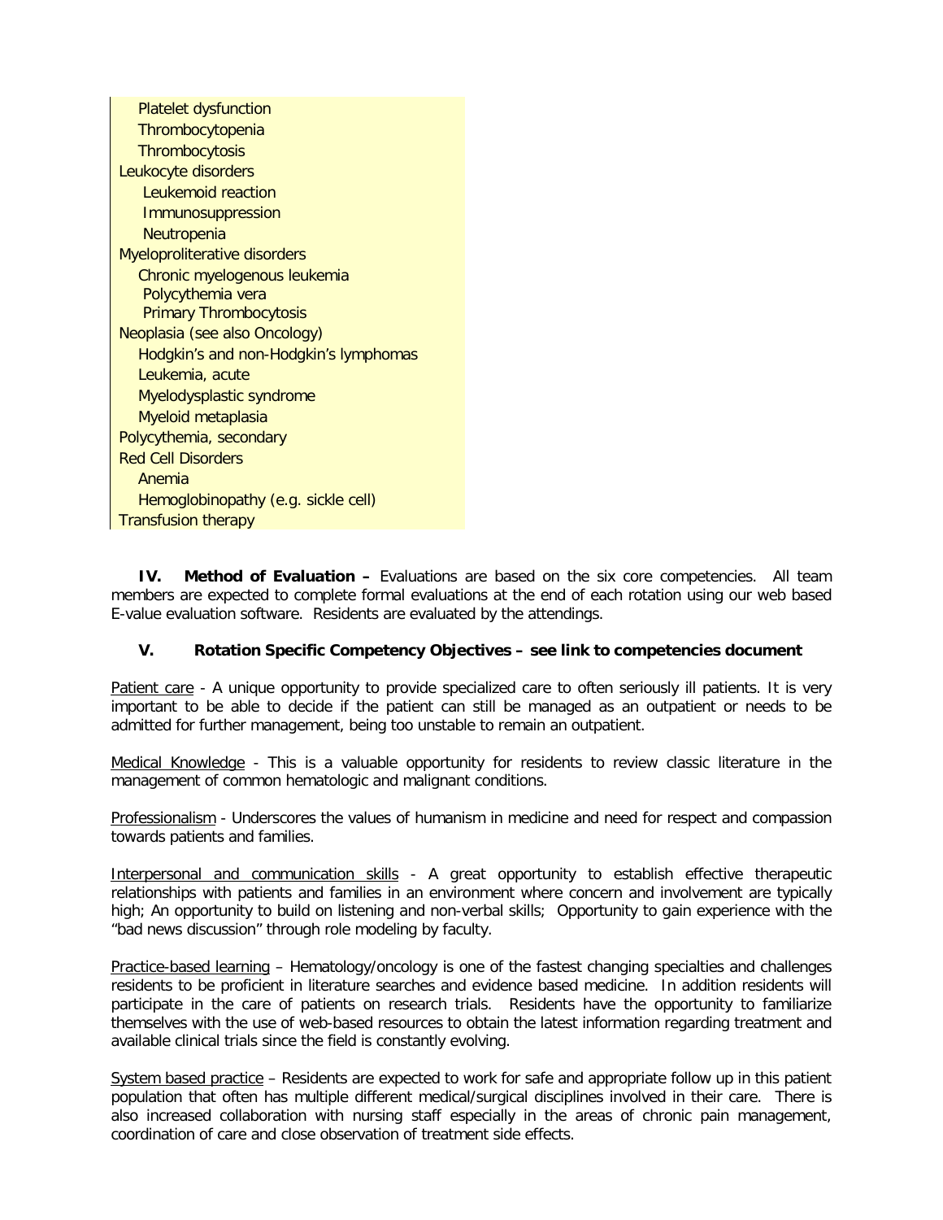- Platelet dysfunction
- Thrombocytopenia
- Thrombocytosis

Leukocyte disorders

- Leukemoid reaction
- Immunosuppression
- Neutropenia

Myeloproliterative disorders

- Chronic myelogenous leukemia
- Polycythemia vera
- Primary Thrombocytosis

Neoplasia (see also Oncology)

- Hodgkin's and non-Hodgkin's lymphomas
- Leukemia, acute
- Myelodysplastic syndrome
- Myeloid metaplasia

Polycythemia, secondary

Red Cell Disorders

- Anemia
- Hemoglobinopathy (e.g. sickle cell)

Transfusion therapy

**IV. Method of Evaluation –** Evaluations are based on the six core competencies. All team members are expected to complete formal evaluations at the end of each rotation using our web based E-value evaluation software. Residents are evaluated by the attendings.

**V. Rotation Specific Competency Objectives – see link to competencies document**

Patient care - A unique opportunity to provide specialized care to often seriously ill patients. It is very important to be able to decide if the patient can still be managed as an outpatient or needs to be admitted for further management, being too unstable to remain an outpatient.

Medical Knowledge - This is a valuable opportunity for residents to review classic literature in the management of common hematologic and malignant conditions.

Professionalism - Underscores the values of humanism in medicine and need for respect and compassion towards patients and families.

Interpersonal and communication skills - A great opportunity to establish effective therapeutic relationships with patients and families in an environment where concern and involvement are typically high; An opportunity to build on listening and non-verbal skills; Opportunity to gain experience with the "bad news discussion" through role modeling by faculty.

Practice-based learning – Hematology/oncology is one of the fastest changing specialties and challenges residents to be proficient in literature searches and evidence based medicine. In addition residents will participate in the care of patients on research trials. Residents have the opportunity to familiarize themselves with the use of web-based resources to obtain the latest information regarding treatment and available clinical trials since the field is constantly evolving.

System based practice – Residents are expected to work for safe and appropriate follow up in this patient population that often has multiple different medical/surgical disciplines involved in their care. There is also increased collaboration with nursing staff especially in the areas of chronic pain management, coordination of care and close observation of treatment side effects.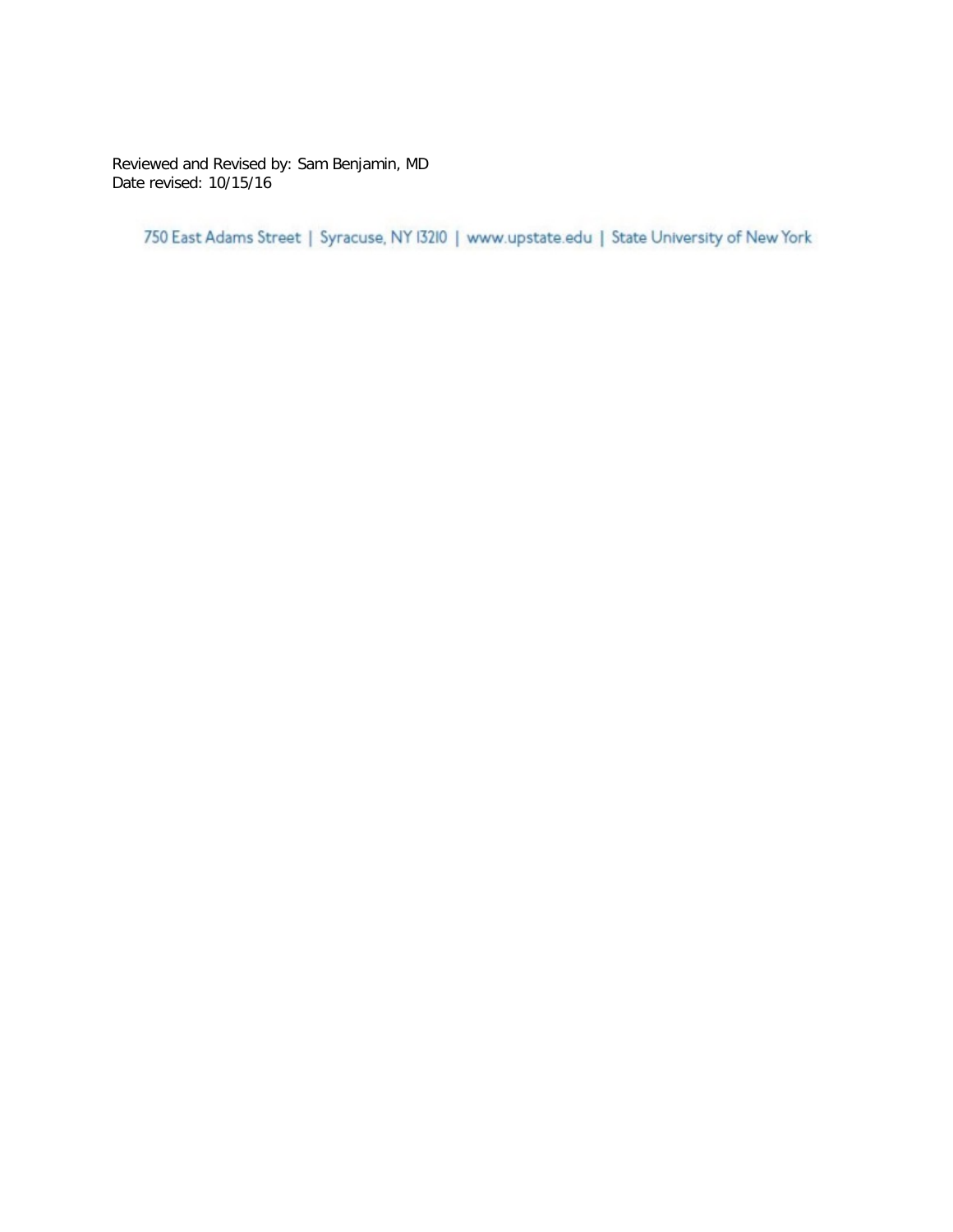Reviewed and Revised by: Sam Benjamin, MD
Date revised: 10/15/16